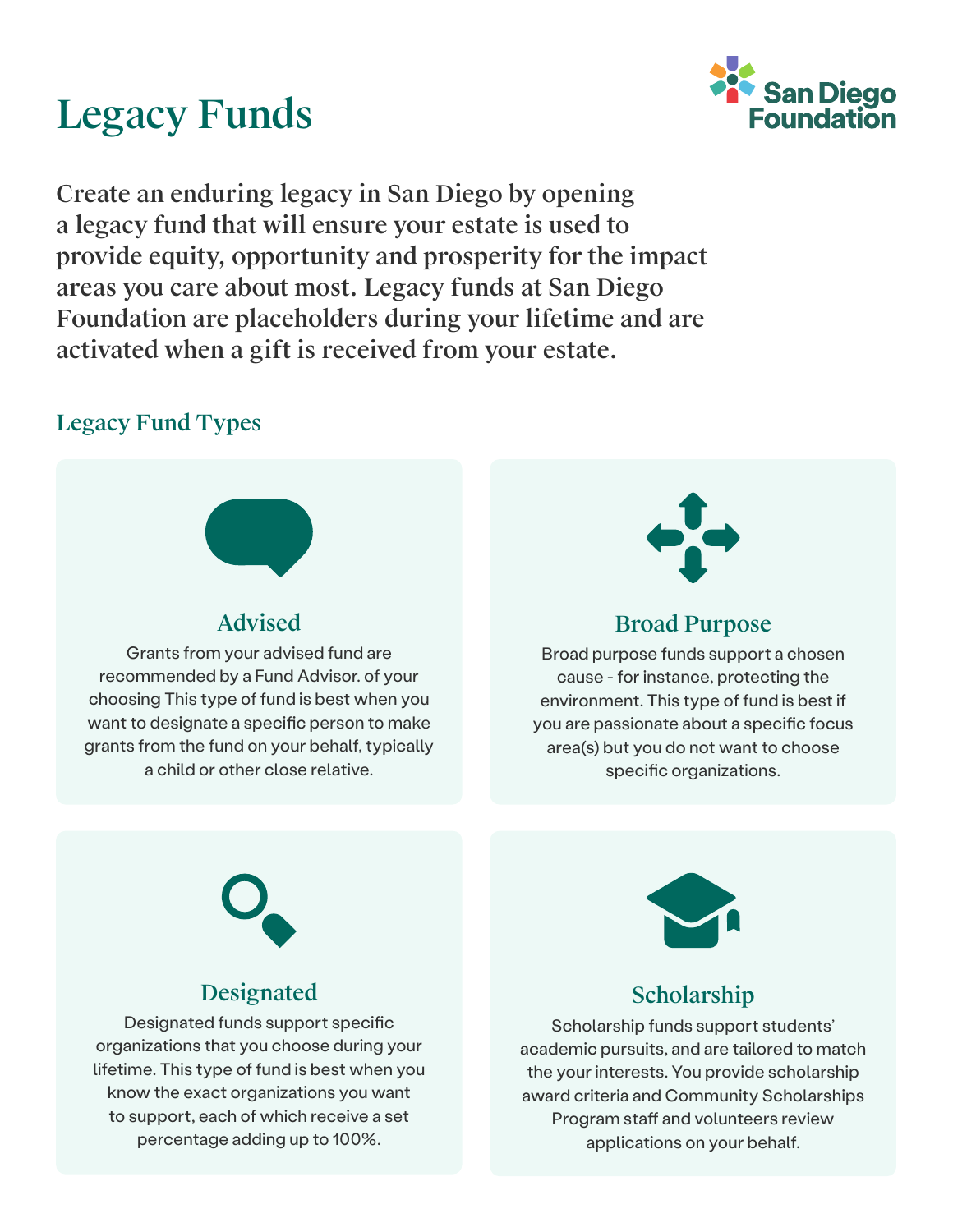# Legacy Funds

San Diego Foundation

**Create an enduring legacy in San Diego by opening a legacy fund that will ensure your estate is used to provide equity, opportunity and prosperity for the impact areas you care about most. Legacy funds at San Diego Foundation are placeholders during your lifetime and are activated when a gift is received from your estate.**

## Legacy Fund Types

### Advised

Grants from your advised fund are recommended by a Fund Advisor. of your choosing This type of fund is best when you want to designate a specific person to make grants from the fund on your behalf, typically a child or other close relative.

### Broad Purpose

Broad purpose funds support a chosen cause - for instance, protecting the environment. This type of fund is best if you are passionate about a specific focus area(s) but you do not want to choose specific organizations.

### Designated

Designated funds support specific organizations that you choose during your lifetime. This type of fund is best when you know the exact organizations you want to support, each of which receive a set percentage adding up to 100%.

### Scholarship

Scholarship funds support students' academic pursuits, and are tailored to match the your interests. You provide scholarship award criteria and Community Scholarships Program staff and volunteers review applications on your behalf.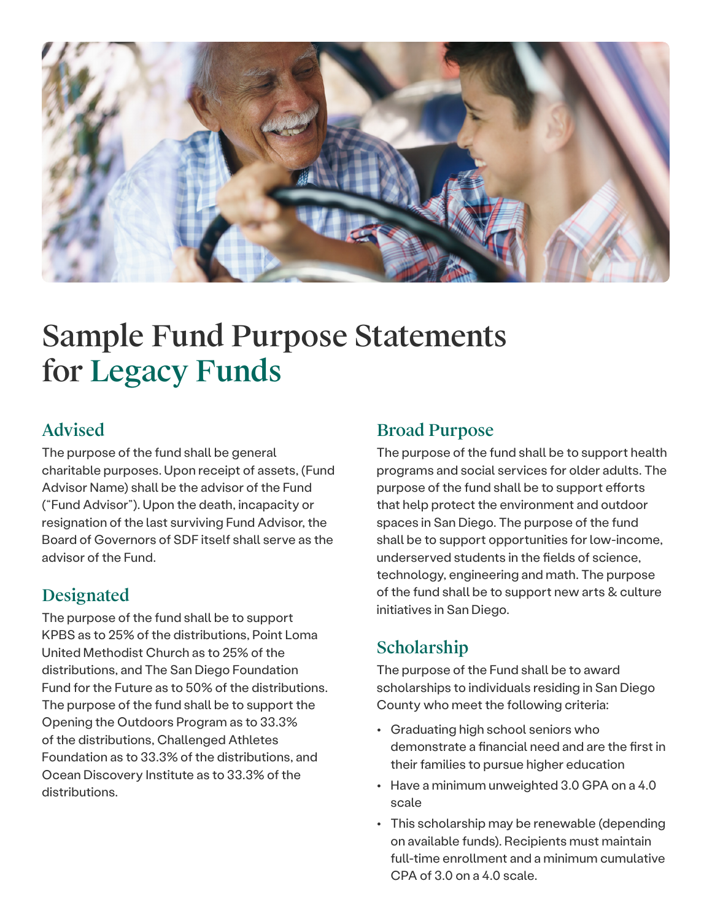# Sample Fund Purpose Statements for Legacy Funds

## Advised

The purpose of the fund shall be general charitable purposes. Upon receipt of assets, (Fund Advisor Name) shall be the advisor of the Fund ("Fund Advisor"). Upon the death, incapacity or resignation of the last surviving Fund Advisor, the Board of Governors of SDF itself shall serve as the advisor of the Fund.

## Designated

The purpose of the fund shall be to support KPBS as to 25% of the distributions, Point Loma United Methodist Church as to 25% of the distributions, and The San Diego Foundation Fund for the Future as to 50% of the distributions. The purpose of the fund shall be to support the Opening the Outdoors Program as to 33.3% of the distributions, Challenged Athletes Foundation as to 33.3% of the distributions, and Ocean Discovery Institute as to 33.3% of the distributions.

## Broad Purpose

The purpose of the fund shall be to support health programs and social services for older adults. The purpose of the fund shall be to support efforts that help protect the environment and outdoor spaces in San Diego. The purpose of the fund shall be to support opportunities for low-income, underserved students in the fields of science, technology, engineering and math. The purpose of the fund shall be to support new arts & culture initiatives in San Diego.

## Scholarship

The purpose of the Fund shall be to award scholarships to individuals residing in San Diego County who meet the following criteria:

- Graduating high school seniors who demonstrate a financial need and are the first in their families to pursue higher education
- Have a minimum unweighted 3.0 GPA on a 4.0 scale
- This scholarship may be renewable (depending on available funds). Recipients must maintain full-time enrollment and a minimum cumulative CPA of 3.0 on a 4.0 scale.